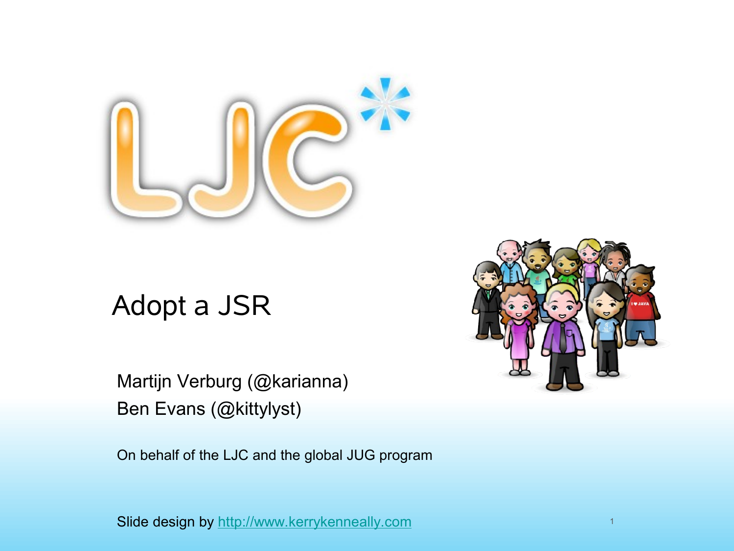# Adopt a JSR

Martijn Verburg (@karianna)
Ben Evans (@kittylyst)

On behalf of the LJC and the global JUG program

Slide design by http://www.kerrykenneally.com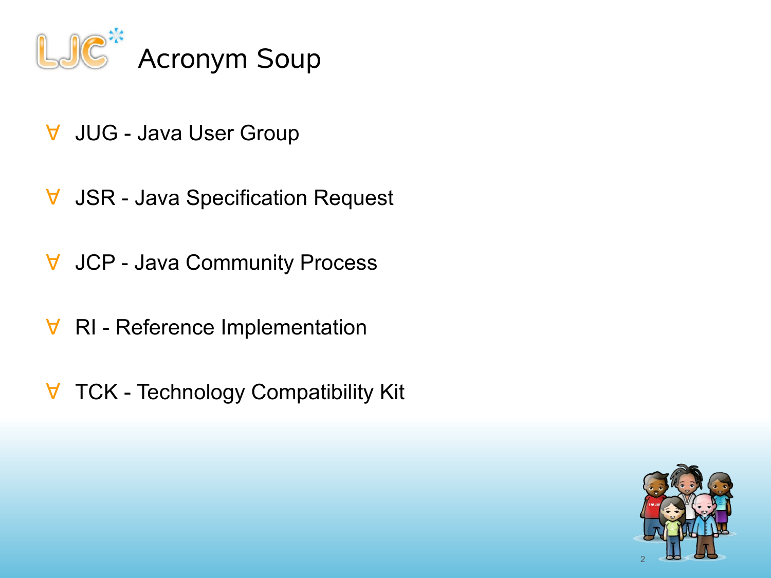# Acronym Soup

- JUG - Java User Group
- JSR - Java Specification Request
- JCP - Java Community Process
- RI - Reference Implementation
- TCK - Technology Compatibility Kit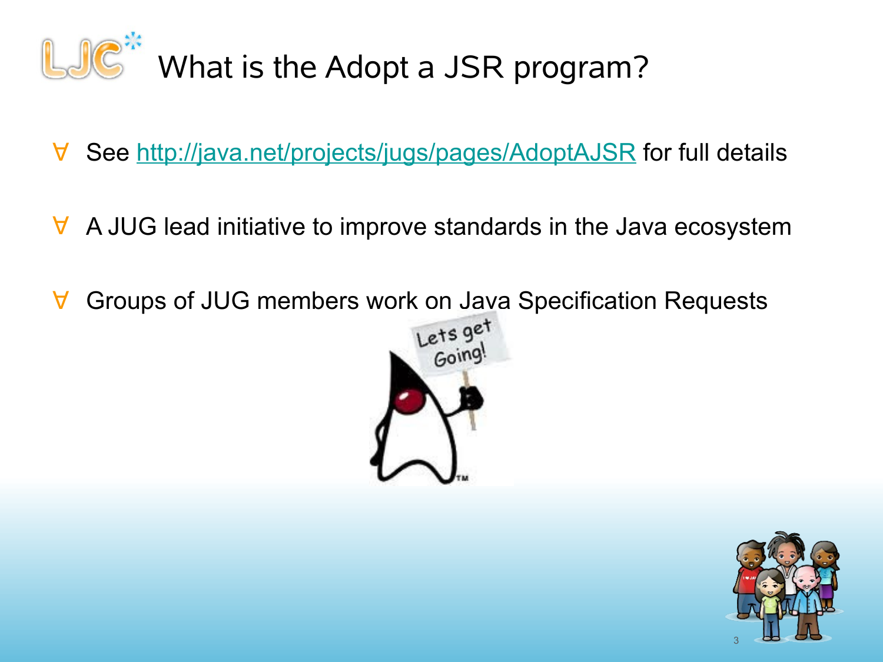# What is the Adopt a JSR program?

- See http://java.net/projects/jugs/pages/AdoptAJSR for full details
- A JUG lead initiative to improve standards in the Java ecosystem
- Groups of JUG members work on Java Specification Requests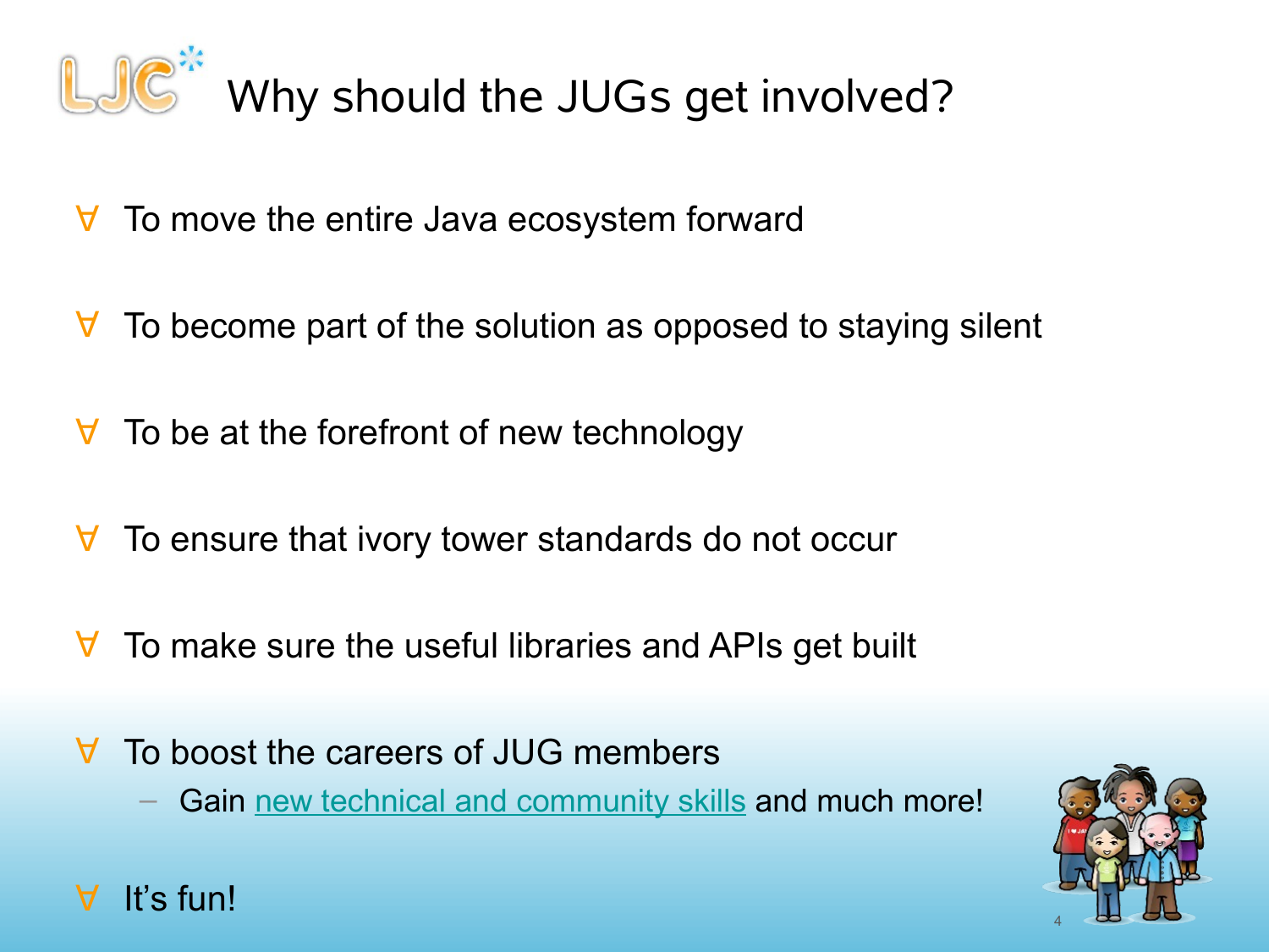# Why should the JUGs get involved?

- To move the entire Java ecosystem forward
- To become part of the solution as opposed to staying silent
- To be at the forefront of new technology
- To ensure that ivory tower standards do not occur
- To make sure the useful libraries and APIs get built
- To boost the careers of JUG members
  - Gain new technical and community skills and much more!
- It's fun!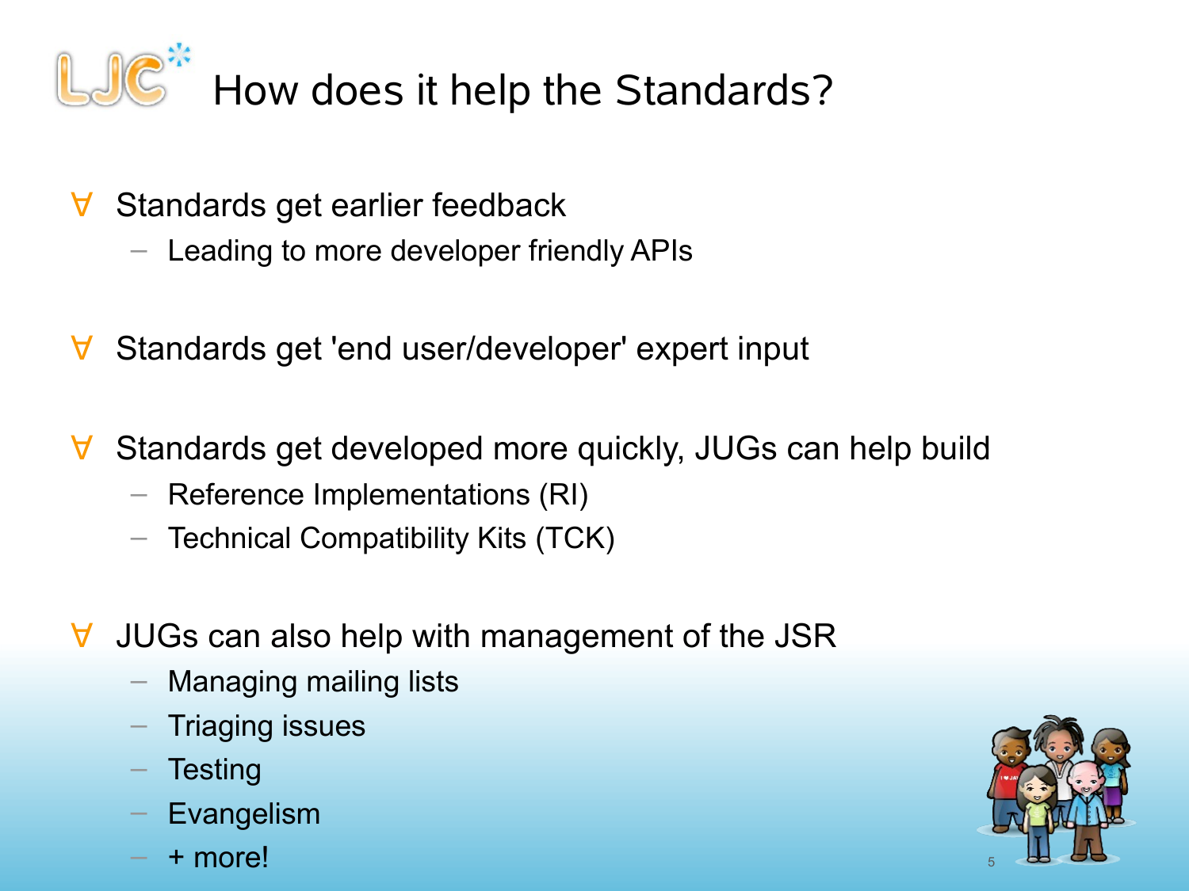# How does it help the Standards?

- Standards get earlier feedback
  - Leading to more developer friendly APIs
- Standards get 'end user/developer' expert input
- Standards get developed more quickly, JUGs can help build
  - Reference Implementations (RI)
  - Technical Compatibility Kits (TCK)
- JUGs can also help with management of the JSR
  - Managing mailing lists
  - Triaging issues
  - Testing
  - Evangelism
  - + more!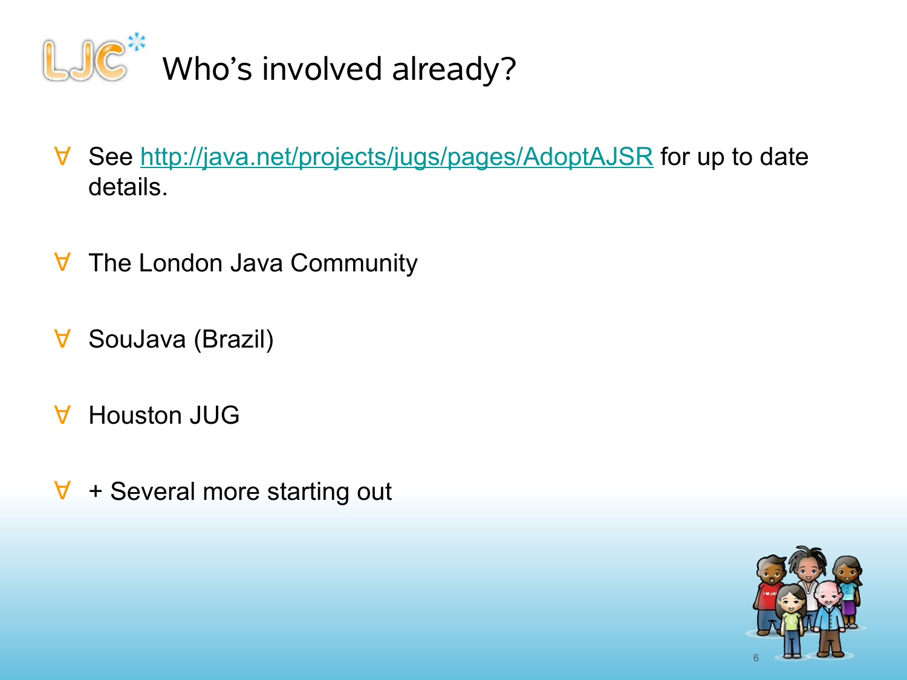# Who's involved already?

- See [http://java.net/projects/jugs/pages/AdoptAJSR](http://java.net/projects/jugs/pages/AdoptAJSR) for up to date details.
- The London Java Community
- SouJava (Brazil)
- Houston JUG
- + Several more starting out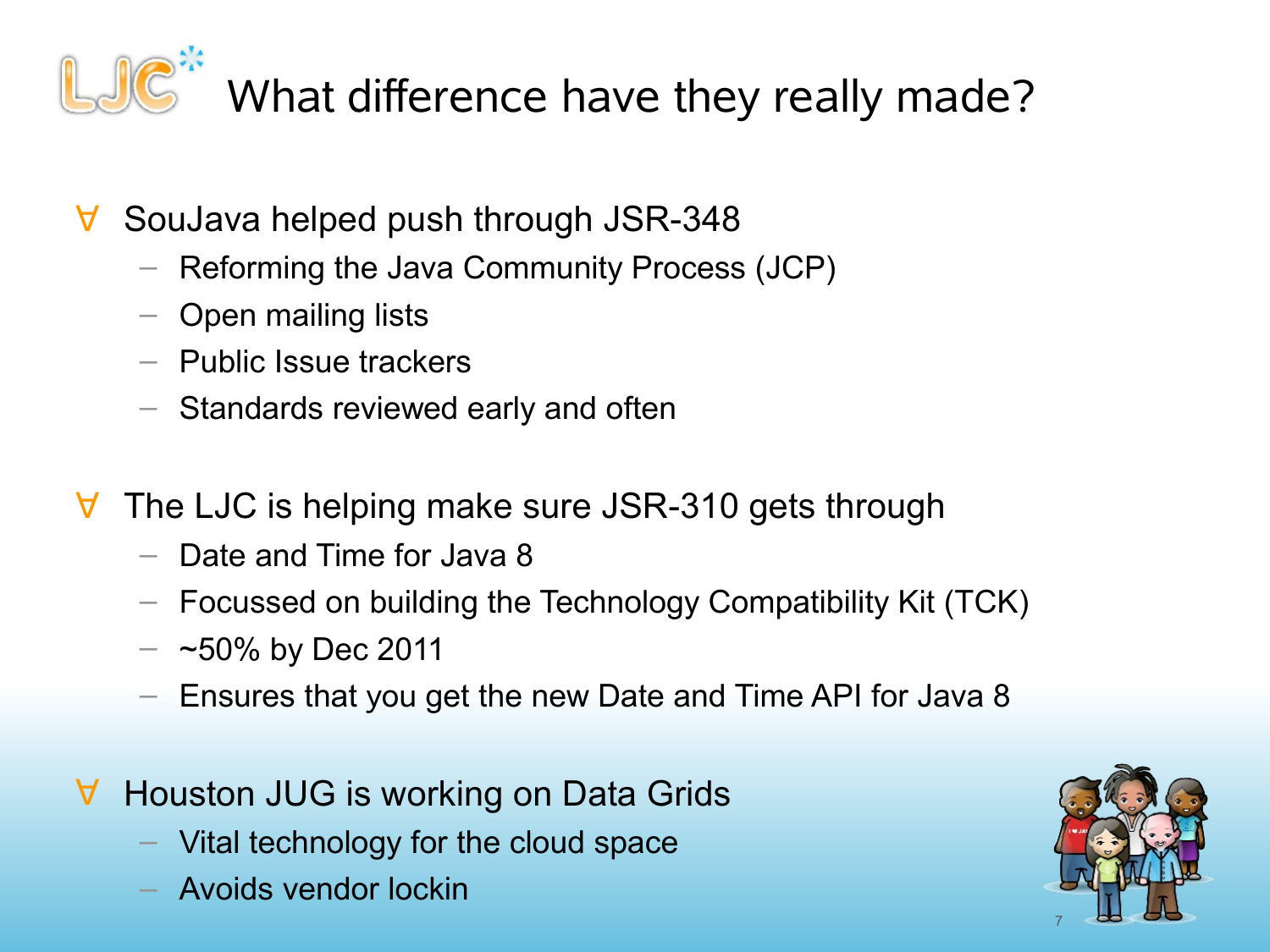# What difference have they really made?

- SouJava helped push through JSR-348
  - Reforming the Java Community Process (JCP)
  - Open mailing lists
  - Public Issue trackers
  - Standards reviewed early and often

- The LJC is helping make sure JSR-310 gets through
  - Date and Time for Java 8
  - Focussed on building the Technology Compatibility Kit (TCK)
  - ~50% by Dec 2011
  - Ensures that you get the new Date and Time API for Java 8

- Houston JUG is working on Data Grids
  - Vital technology for the cloud space
  - Avoids vendor lockin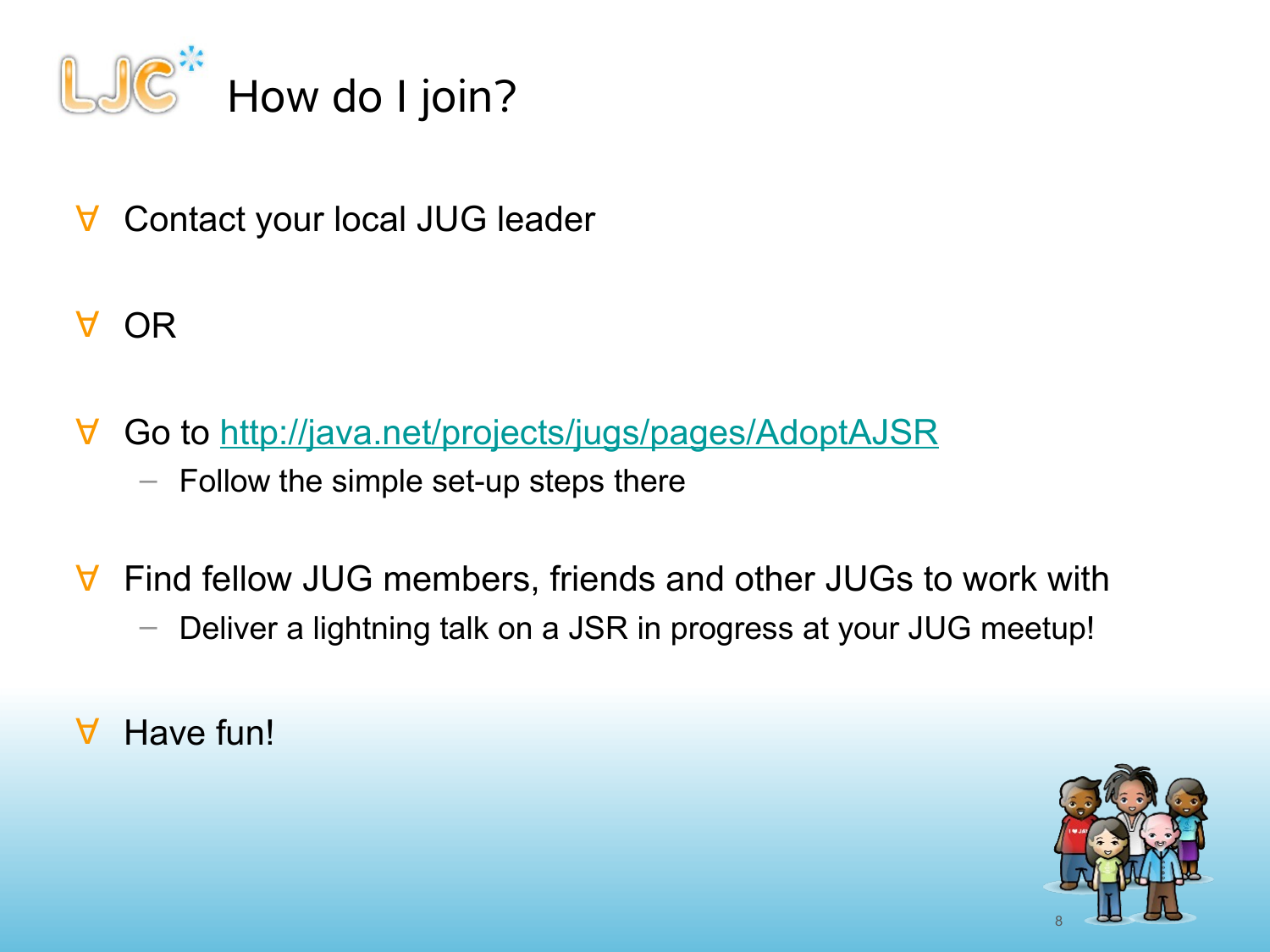# How do I join?

- Contact your local JUG leader
- OR
- Go to http://java.net/projects/jugs/pages/AdoptAJSR
  - Follow the simple set-up steps there
- Find fellow JUG members, friends and other JUGs to work with
  - Deliver a lightning talk on a JSR in progress at your JUG meetup!
- Have fun!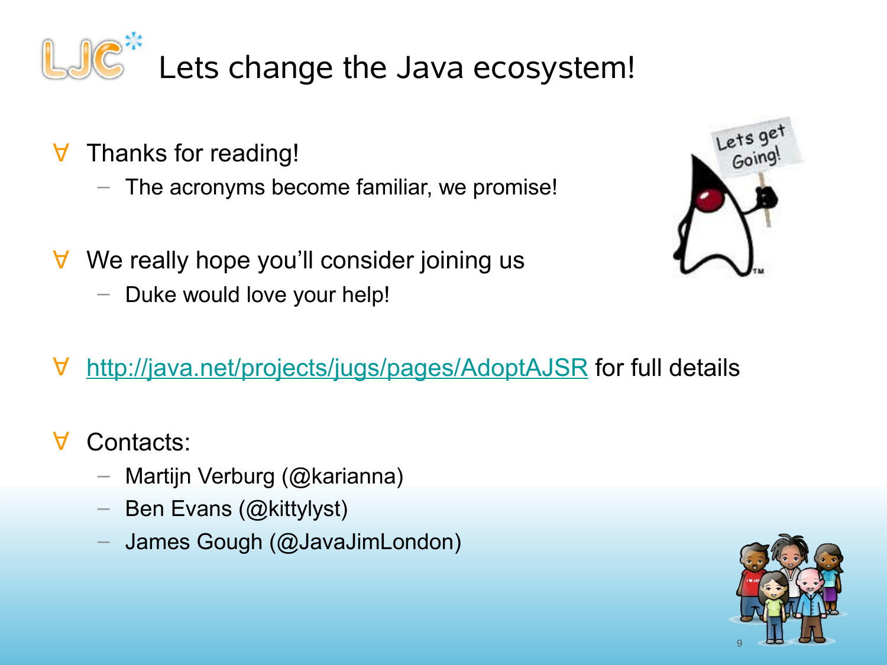# Lets change the Java ecosystem!

- Thanks for reading!
  - The acronyms become familiar, we promise!
- We really hope you'll consider joining us
  - Duke would love your help!
- http://java.net/projects/jugs/pages/AdoptAJSR for full details
- Contacts:
  - Martijn Verburg (@karianna)
  - Ben Evans (@kittylyst)
  - James Gough (@JavaJimLondon)